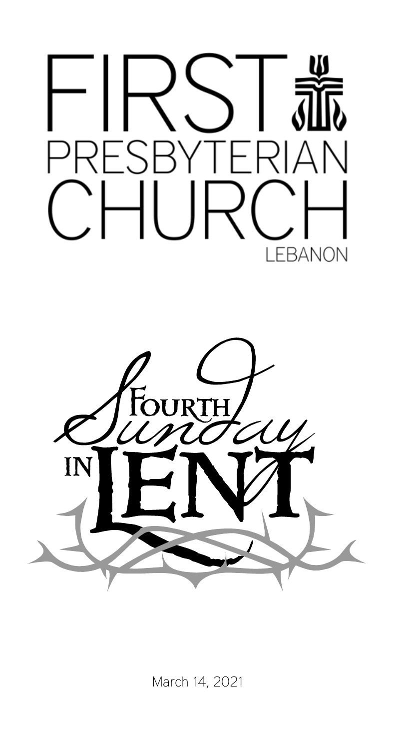# FIRST PRESBYTERIAN CHURCH

LEBANON

## Fourth Sunday in Lent

March 14, 2021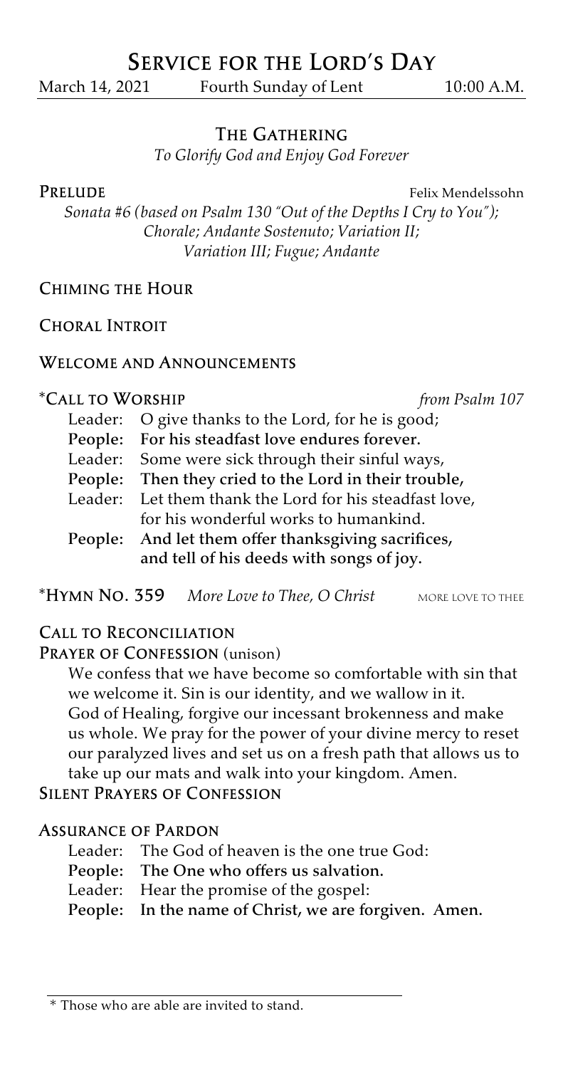# Service for the Lord's Day

March 14, 2021 Fourth Sunday of Lent 10:00 A.M.

## The Gathering

*To Glorify God and Enjoy God Forever*

**Prelude** Felix Mendelssohn

*Sonata #6 (based on Psalm 130 "Out of the Depths I Cry to You"); Chorale; Andante Sostenuto; Variation II; Variation III; Fugue; Andante*

**Chiming the Hour**

**Choral Introit**

**Welcome and Announcements**

**\*Call to Worship** *from Psalm 107*

Leader: O give thanks to the Lord, for he is good;
**People: For his steadfast love endures forever.**
Leader: Some were sick through their sinful ways,
**People: Then they cried to the Lord in their trouble,**
Leader: Let them thank the Lord for his steadfast love, for his wonderful works to humankind.
**People: And let them offer thanksgiving sacrifices, and tell of his deeds with songs of joy.**

**\*Hymn No. 359** *More Love to Thee, O Christ* MORE LOVE TO THEE

**Call to Reconciliation**

**Prayer of Confession** (unison)

We confess that we have become so comfortable with sin that we welcome it. Sin is our identity, and we wallow in it. God of Healing, forgive our incessant brokenness and make us whole. We pray for the power of your divine mercy to reset our paralyzed lives and set us on a fresh path that allows us to take up our mats and walk into your kingdom. Amen.

**Silent Prayers of Confession**

**Assurance of Pardon**

Leader: The God of heaven is the one true God:
**People: The One who offers us salvation.**
Leader: Hear the promise of the gospel:
**People: In the name of Christ, we are forgiven. Amen.**

\* Those who are able are invited to stand.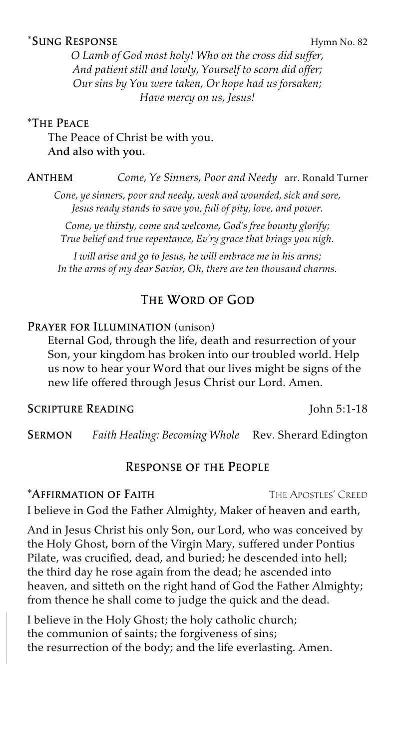**\*Sung Response** Hymn No. 82

*O Lamb of God most holy! Who on the cross did suffer,*
*And patient still and lowly, Yourself to scorn did offer;*
*Our sins by You were taken, Or hope had us forsaken;*
*Have mercy on us, Jesus!*

**\*The Peace**

The Peace of Christ be with you.
**And also with you.**

**Anthem** *Come, Ye Sinners, Poor and Needy* arr. Ronald Turner

*Cone, ye sinners, poor and needy, weak and wounded, sick and sore,*
*Jesus ready stands to save you, full of pity, love, and power.*

*Come, ye thirsty, come and welcome, God's free bounty glorify;*
*True belief and true repentance, Ev'ry grace that brings you nigh.*

*I will arise and go to Jesus, he will embrace me in his arms;*
*In the arms of my dear Savior, Oh, there are ten thousand charms.*

## The Word of God

**Prayer for Illumination** (unison)

Eternal God, through the life, death and resurrection of your Son, your kingdom has broken into our troubled world. Help us now to hear your Word that our lives might be signs of the new life offered through Jesus Christ our Lord. Amen.

**Scripture Reading** John 5:1-18

**Sermon** *Faith Healing: Becoming Whole* Rev. Sherard Edington

## Response of the People

**\*Affirmation of Faith** The Apostles' Creed

I believe in God the Father Almighty, Maker of heaven and earth,

And in Jesus Christ his only Son, our Lord, who was conceived by the Holy Ghost, born of the Virgin Mary, suffered under Pontius Pilate, was crucified, dead, and buried; he descended into hell; the third day he rose again from the dead; he ascended into heaven, and sitteth on the right hand of God the Father Almighty; from thence he shall come to judge the quick and the dead.

I believe in the Holy Ghost; the holy catholic church; the communion of saints; the forgiveness of sins; the resurrection of the body; and the life everlasting. Amen.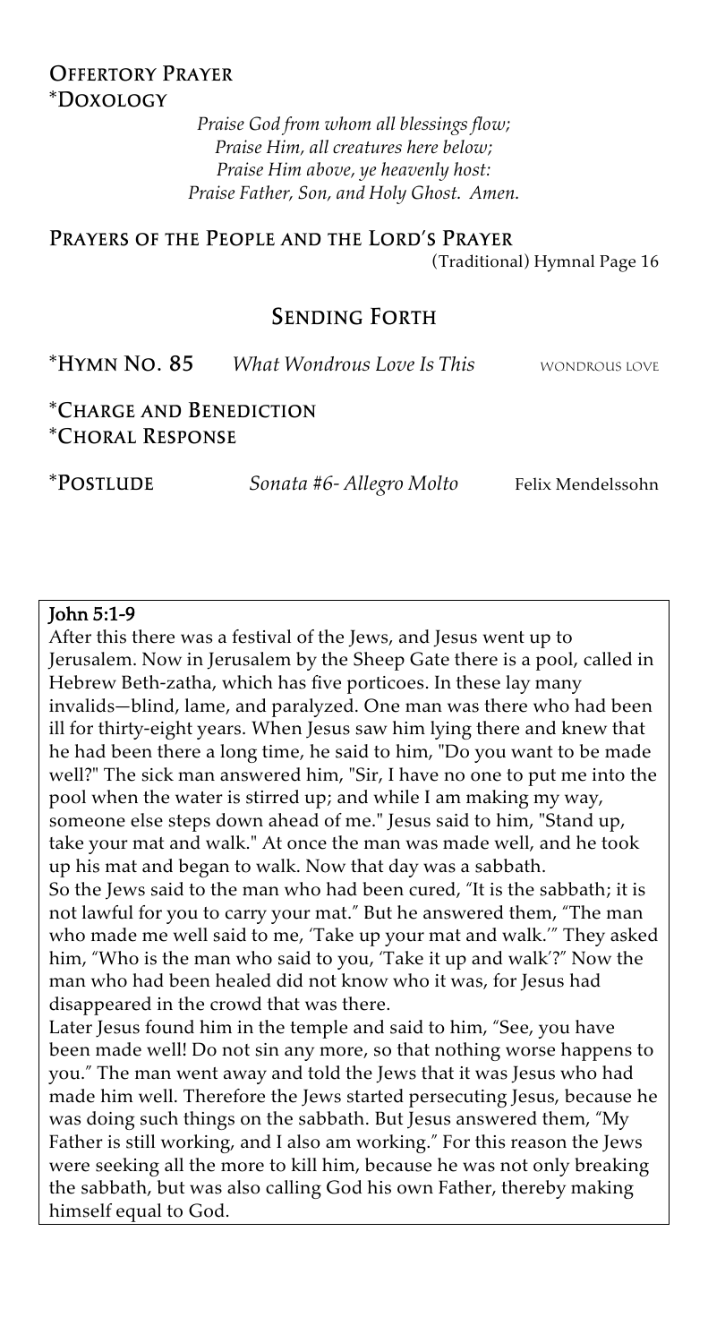## Offertory Prayer

## *Doxology

*Praise God from whom all blessings flow;*
*Praise Him, all creatures here below;*
*Praise Him above, ye heavenly host:*
*Praise Father, Son, and Holy Ghost. Amen.*

## Prayers of the People and the Lord's Prayer

(Traditional) Hymnal Page 16

# Sending Forth

*Hymn No. 85 *What Wondrous Love Is This* WONDROUS LOVE

## *Charge and Benediction

## *Choral Response

*Postlude *Sonata #6- Allegro Molto* Felix Mendelssohn

**John 5:1-9**

After this there was a festival of the Jews, and Jesus went up to Jerusalem. Now in Jerusalem by the Sheep Gate there is a pool, called in Hebrew Beth-zatha, which has five porticoes. In these lay many invalids—blind, lame, and paralyzed. One man was there who had been ill for thirty-eight years. When Jesus saw him lying there and knew that he had been there a long time, he said to him, "Do you want to be made well?" The sick man answered him, "Sir, I have no one to put me into the pool when the water is stirred up; and while I am making my way, someone else steps down ahead of me." Jesus said to him, "Stand up, take your mat and walk." At once the man was made well, and he took up his mat and began to walk. Now that day was a sabbath.

So the Jews said to the man who had been cured, "It is the sabbath; it is not lawful for you to carry your mat." But he answered them, "The man who made me well said to me, 'Take up your mat and walk.'" They asked him, "Who is the man who said to you, 'Take it up and walk'?" Now the man who had been healed did not know who it was, for Jesus had disappeared in the crowd that was there.

Later Jesus found him in the temple and said to him, "See, you have been made well! Do not sin any more, so that nothing worse happens to you." The man went away and told the Jews that it was Jesus who had made him well. Therefore the Jews started persecuting Jesus, because he was doing such things on the sabbath. But Jesus answered them, "My Father is still working, and I also am working." For this reason the Jews were seeking all the more to kill him, because he was not only breaking the sabbath, but was also calling God his own Father, thereby making himself equal to God.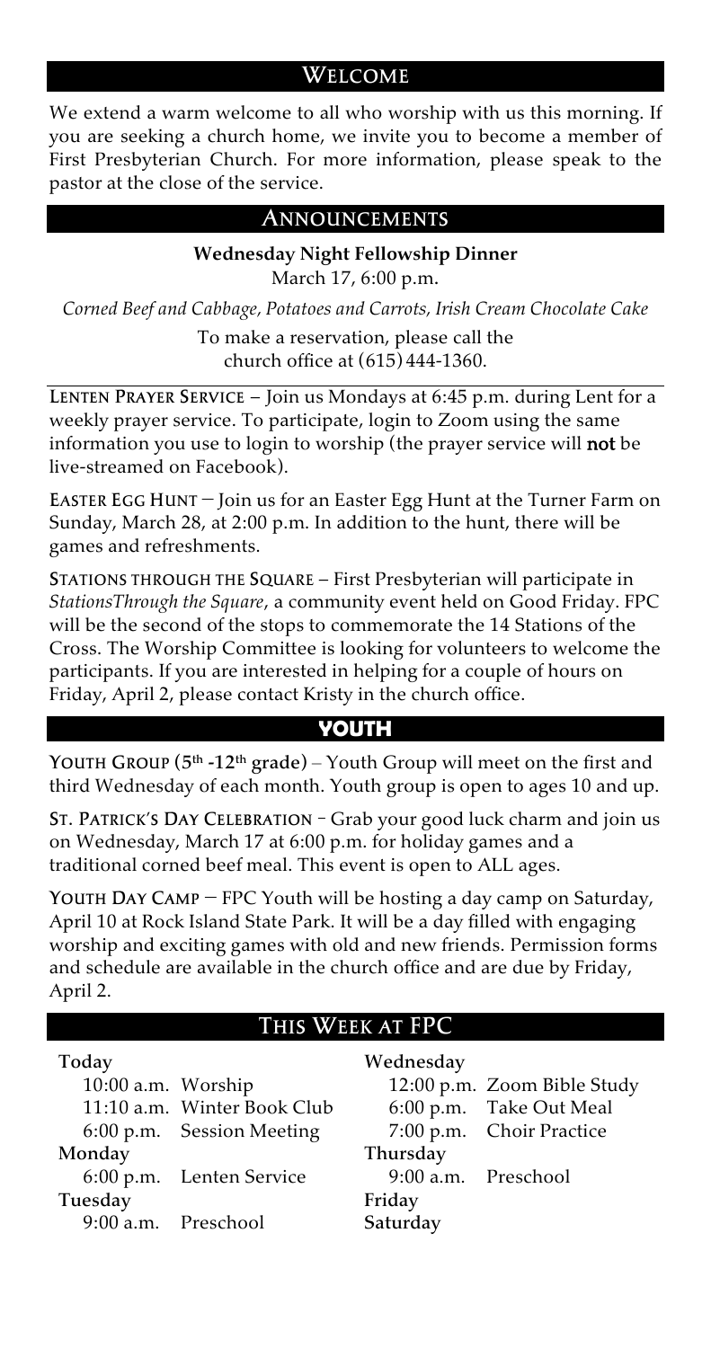## Welcome

We extend a warm welcome to all who worship with us this morning. If you are seeking a church home, we invite you to become a member of First Presbyterian Church. For more information, please speak to the pastor at the close of the service.

## Announcements

**Wednesday Night Fellowship Dinner**
March 17, 6:00 p.m.

*Corned Beef and Cabbage, Potatoes and Carrots, Irish Cream Chocolate Cake*

To make a reservation, please call the church office at (615) 444-1360.

---

LENTEN PRAYER SERVICE – Join us Mondays at 6:45 p.m. during Lent for a weekly prayer service. To participate, login to Zoom using the same information you use to login to worship (the prayer service will **not** be live-streamed on Facebook).

EASTER EGG HUNT — Join us for an Easter Egg Hunt at the Turner Farm on Sunday, March 28, at 2:00 p.m. In addition to the hunt, there will be games and refreshments.

STATIONS THROUGH THE SQUARE – First Presbyterian will participate in *StationsThrough the Square*, a community event held on Good Friday. FPC will be the second of the stops to commemorate the 14 Stations of the Cross. The Worship Committee is looking for volunteers to welcome the participants. If you are interested in helping for a couple of hours on Friday, April 2, please contact Kristy in the church office.

## YOUTH

YOUTH GROUP (5th -12th grade) – Youth Group will meet on the first and third Wednesday of each month. Youth group is open to ages 10 and up.

ST. PATRICK'S DAY CELEBRATION - Grab your good luck charm and join us on Wednesday, March 17 at 6:00 p.m. for holiday games and a traditional corned beef meal. This event is open to ALL ages.

YOUTH DAY CAMP — FPC Youth will be hosting a day camp on Saturday, April 10 at Rock Island State Park. It will be a day filled with engaging worship and exciting games with old and new friends. Permission forms and schedule are available in the church office and are due by Friday, April 2.

## This Week at FPC

**Today**
- 10:00 a.m. Worship
- 11:10 a.m. Winter Book Club
- 6:00 p.m. Session Meeting

**Monday**
- 6:00 p.m. Lenten Service

**Tuesday**
- 9:00 a.m. Preschool

**Wednesday**
- 12:00 p.m. Zoom Bible Study
- 6:00 p.m. Take Out Meal
- 7:00 p.m. Choir Practice

**Thursday**
- 9:00 a.m. Preschool

**Friday**

**Saturday**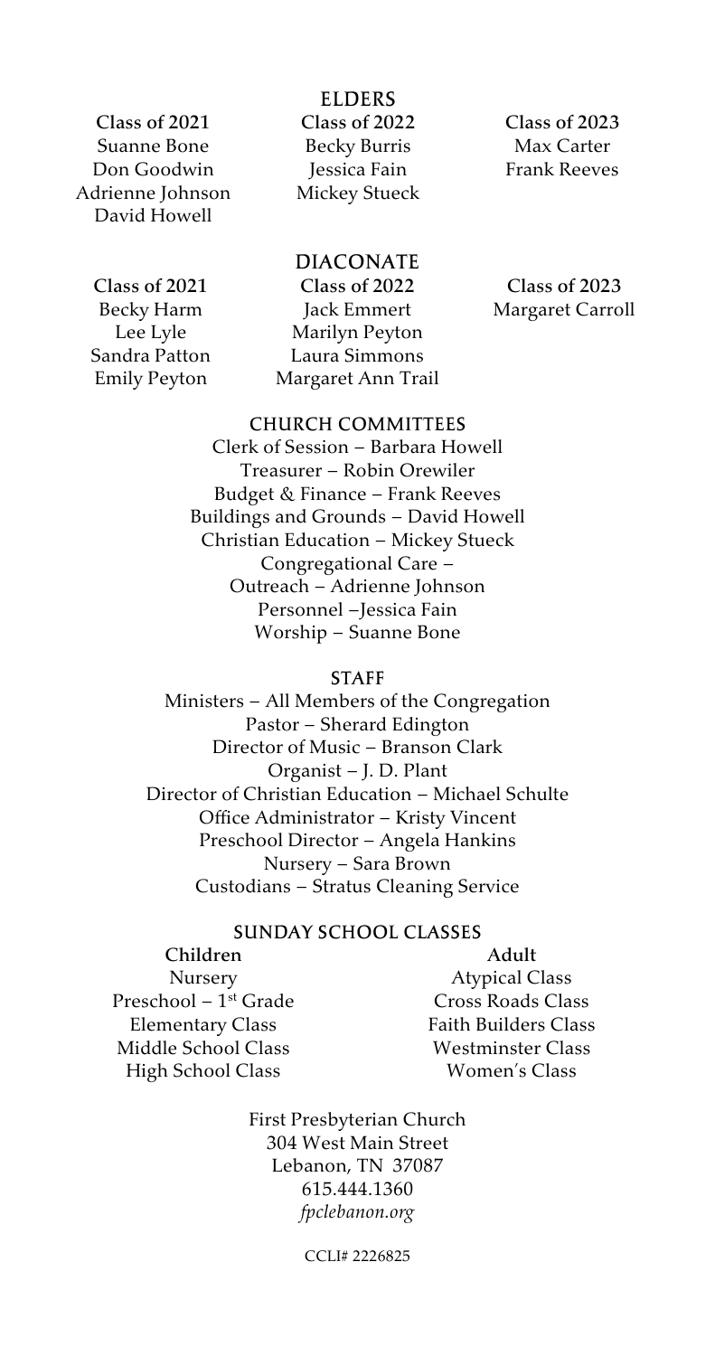## ELDERS

**Class of 2021**
Suanne Bone
Don Goodwin
Adrienne Johnson
David Howell

**Class of 2022**
Becky Burris
Jessica Fain
Mickey Stueck

**Class of 2023**
Max Carter
Frank Reeves

## DIACONATE

**Class of 2021**
Becky Harm
Lee Lyle
Sandra Patton
Emily Peyton

**Class of 2022**
Jack Emmert
Marilyn Peyton
Laura Simmons
Margaret Ann Trail

**Class of 2023**
Margaret Carroll

## CHURCH COMMITTEES

Clerk of Session – Barbara Howell
Treasurer – Robin Orewiler
Budget & Finance – Frank Reeves
Buildings and Grounds – David Howell
Christian Education – Mickey Stueck
Congregational Care –
Outreach – Adrienne Johnson
Personnel –Jessica Fain
Worship – Suanne Bone

## STAFF

Ministers – All Members of the Congregation
Pastor – Sherard Edington
Director of Music – Branson Clark
Organist – J. D. Plant
Director of Christian Education – Michael Schulte
Office Administrator – Kristy Vincent
Preschool Director – Angela Hankins
Nursery – Sara Brown
Custodians – Stratus Cleaning Service

## SUNDAY SCHOOL CLASSES

**Children**
Nursery
Preschool – 1st Grade
Elementary Class
Middle School Class
High School Class

**Adult**
Atypical Class
Cross Roads Class
Faith Builders Class
Westminster Class
Women's Class

First Presbyterian Church
304 West Main Street
Lebanon, TN 37087
615.444.1360
*fpclebanon.org*

CCLI# 2226825